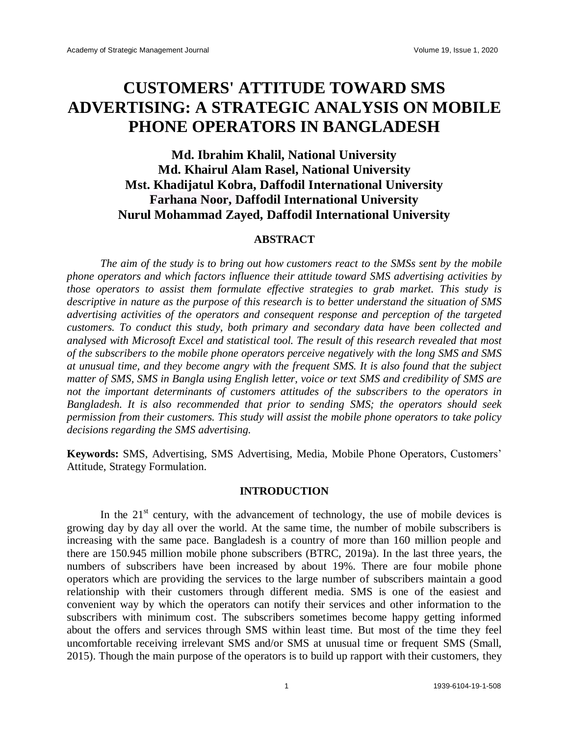# CUSTOMERS' ATTITUDE TOWARD SMS ADVERTISING: A STRATEGIC ANALYSIS ON MOBILE PHONE OPERATORS IN BANGLADESH

**Md. Ibrahim Khalil, National University**
**Md. Khairul Alam Rasel, National University**
**Mst. Khadijatul Kobra, Daffodil International University**
**Farhana Noor, Daffodil International University**
**Nurul Mohammad Zayed, Daffodil International University**

## ABSTRACT

*The aim of the study is to bring out how customers react to the SMSs sent by the mobile phone operators and which factors influence their attitude toward SMS advertising activities by those operators to assist them formulate effective strategies to grab market. This study is descriptive in nature as the purpose of this research is to better understand the situation of SMS advertising activities of the operators and consequent response and perception of the targeted customers. To conduct this study, both primary and secondary data have been collected and analysed with Microsoft Excel and statistical tool. The result of this research revealed that most of the subscribers to the mobile phone operators perceive negatively with the long SMS and SMS at unusual time, and they become angry with the frequent SMS. It is also found that the subject matter of SMS, SMS in Bangla using English letter, voice or text SMS and credibility of SMS are not the important determinants of customers attitudes of the subscribers to the operators in Bangladesh. It is also recommended that prior to sending SMS; the operators should seek permission from their customers. This study will assist the mobile phone operators to take policy decisions regarding the SMS advertising.*

**Keywords:** SMS, Advertising, SMS Advertising, Media, Mobile Phone Operators, Customers' Attitude, Strategy Formulation.

## INTRODUCTION

In the 21st century, with the advancement of technology, the use of mobile devices is growing day by day all over the world. At the same time, the number of mobile subscribers is increasing with the same pace. Bangladesh is a country of more than 160 million people and there are 150.945 million mobile phone subscribers (BTRC, 2019a). In the last three years, the numbers of subscribers have been increased by about 19%. There are four mobile phone operators which are providing the services to the large number of subscribers maintain a good relationship with their customers through different media. SMS is one of the easiest and convenient way by which the operators can notify their services and other information to the subscribers with minimum cost. The subscribers sometimes become happy getting informed about the offers and services through SMS within least time. But most of the time they feel uncomfortable receiving irrelevant SMS and/or SMS at unusual time or frequent SMS (Small, 2015). Though the main purpose of the operators is to build up rapport with their customers, they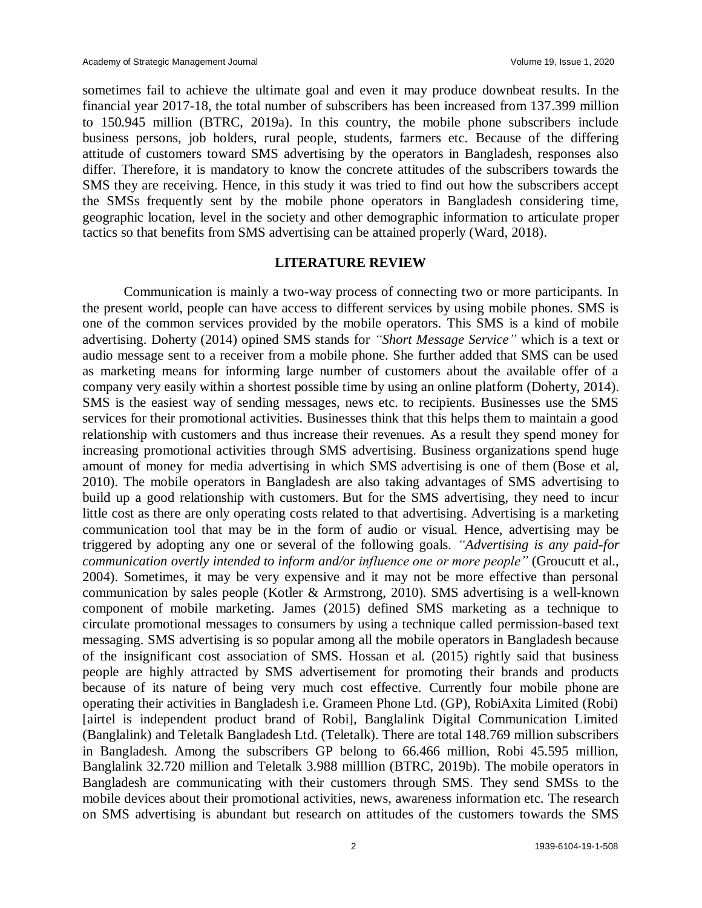sometimes fail to achieve the ultimate goal and even it may produce downbeat results. In the financial year 2017-18, the total number of subscribers has been increased from 137.399 million to 150.945 million (BTRC, 2019a). In this country, the mobile phone subscribers include business persons, job holders, rural people, students, farmers etc. Because of the differing attitude of customers toward SMS advertising by the operators in Bangladesh, responses also differ. Therefore, it is mandatory to know the concrete attitudes of the subscribers towards the SMS they are receiving. Hence, in this study it was tried to find out how the subscribers accept the SMSs frequently sent by the mobile phone operators in Bangladesh considering time, geographic location, level in the society and other demographic information to articulate proper tactics so that benefits from SMS advertising can be attained properly (Ward, 2018).

## LITERATURE REVIEW

Communication is mainly a two-way process of connecting two or more participants. In the present world, people can have access to different services by using mobile phones. SMS is one of the common services provided by the mobile operators. This SMS is a kind of mobile advertising. Doherty (2014) opined SMS stands for *"Short Message Service"* which is a text or audio message sent to a receiver from a mobile phone. She further added that SMS can be used as marketing means for informing large number of customers about the available offer of a company very easily within a shortest possible time by using an online platform (Doherty, 2014). SMS is the easiest way of sending messages, news etc. to recipients. Businesses use the SMS services for their promotional activities. Businesses think that this helps them to maintain a good relationship with customers and thus increase their revenues. As a result they spend money for increasing promotional activities through SMS advertising. Business organizations spend huge amount of money for media advertising in which SMS advertising is one of them (Bose et al, 2010). The mobile operators in Bangladesh are also taking advantages of SMS advertising to build up a good relationship with customers. But for the SMS advertising, they need to incur little cost as there are only operating costs related to that advertising. Advertising is a marketing communication tool that may be in the form of audio or visual. Hence, advertising may be triggered by adopting any one or several of the following goals. *"Advertising is any paid-for communication overtly intended to inform and/or influence one or more people"* (Groucutt et al., 2004). Sometimes, it may be very expensive and it may not be more effective than personal communication by sales people (Kotler & Armstrong, 2010). SMS advertising is a well-known component of mobile marketing. James (2015) defined SMS marketing as a technique to circulate promotional messages to consumers by using a technique called permission-based text messaging. SMS advertising is so popular among all the mobile operators in Bangladesh because of the insignificant cost association of SMS. Hossan et al. (2015) rightly said that business people are highly attracted by SMS advertisement for promoting their brands and products because of its nature of being very much cost effective. Currently four mobile phone are operating their activities in Bangladesh i.e. Grameen Phone Ltd. (GP), RobiAxita Limited (Robi) [airtel is independent product brand of Robi], Banglalink Digital Communication Limited (Banglalink) and Teletalk Bangladesh Ltd. (Teletalk). There are total 148.769 million subscribers in Bangladesh. Among the subscribers GP belong to 66.466 million, Robi 45.595 million, Banglalink 32.720 million and Teletalk 3.988 milllion (BTRC, 2019b). The mobile operators in Bangladesh are communicating with their customers through SMS. They send SMSs to the mobile devices about their promotional activities, news, awareness information etc. The research on SMS advertising is abundant but research on attitudes of the customers towards the SMS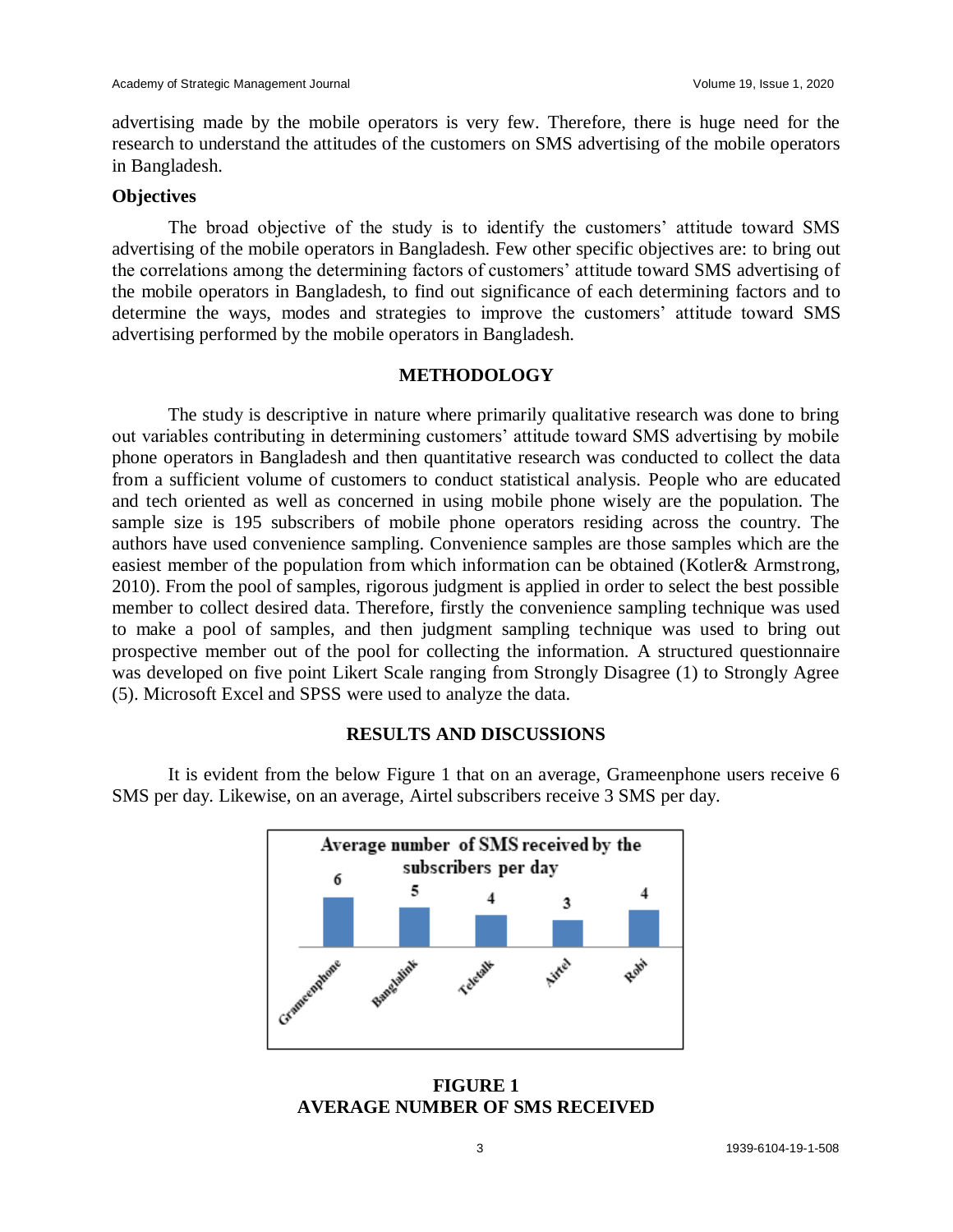advertising made by the mobile operators is very few. Therefore, there is huge need for the research to understand the attitudes of the customers on SMS advertising of the mobile operators in Bangladesh.

### Objectives

The broad objective of the study is to identify the customers' attitude toward SMS advertising of the mobile operators in Bangladesh. Few other specific objectives are: to bring out the correlations among the determining factors of customers' attitude toward SMS advertising of the mobile operators in Bangladesh, to find out significance of each determining factors and to determine the ways, modes and strategies to improve the customers' attitude toward SMS advertising performed by the mobile operators in Bangladesh.

## METHODOLOGY

The study is descriptive in nature where primarily qualitative research was done to bring out variables contributing in determining customers' attitude toward SMS advertising by mobile phone operators in Bangladesh and then quantitative research was conducted to collect the data from a sufficient volume of customers to conduct statistical analysis. People who are educated and tech oriented as well as concerned in using mobile phone wisely are the population. The sample size is 195 subscribers of mobile phone operators residing across the country. The authors have used convenience sampling. Convenience samples are those samples which are the easiest member of the population from which information can be obtained (Kotler& Armstrong, 2010). From the pool of samples, rigorous judgment is applied in order to select the best possible member to collect desired data. Therefore, firstly the convenience sampling technique was used to make a pool of samples, and then judgment sampling technique was used to bring out prospective member out of the pool for collecting the information. A structured questionnaire was developed on five point Likert Scale ranging from Strongly Disagree (1) to Strongly Agree (5). Microsoft Excel and SPSS were used to analyze the data.

## RESULTS AND DISCUSSIONS

It is evident from the below Figure 1 that on an average, Grameenphone users receive 6 SMS per day. Likewise, on an average, Airtel subscribers receive 3 SMS per day.

**FIGURE 1**
**AVERAGE NUMBER OF SMS RECEIVED**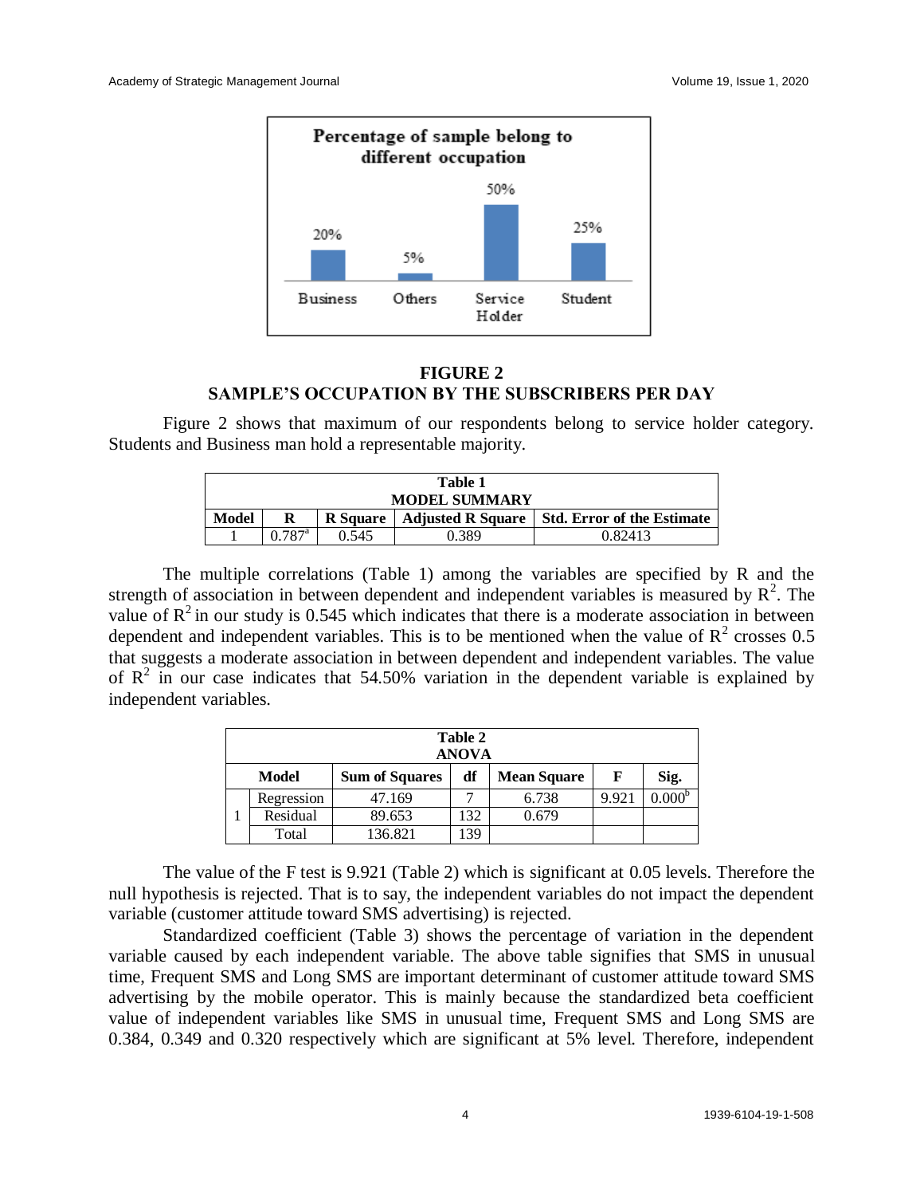**FIGURE 2**
**SAMPLE'S OCCUPATION BY THE SUBSCRIBERS PER DAY**

Figure 2 shows that maximum of our respondents belong to service holder category. Students and Business man hold a representable majority.

| Table 1 MODEL SUMMARY | | | | |
|---|---|---|---|---|
| **Model** | **R** | **R Square** | **Adjusted R Square** | **Std. Error of the Estimate** |
| 1 | 0.787[a] | 0.545 | 0.389 | 0.82413 |

The multiple correlations (Table 1) among the variables are specified by R and the strength of association in between dependent and independent variables is measured by $R^2$. The value of $R^2$ in our study is 0.545 which indicates that there is a moderate association in between dependent and independent variables. This is to be mentioned when the value of $R^2$ crosses 0.5 that suggests a moderate association in between dependent and independent variables. The value of $R^2$ in our case indicates that 54.50% variation in the dependent variable is explained by independent variables.

| Table 2 ANOVA | | | | | | |
|---|---|---|---|---|---|---|
| **Model** | | **Sum of Squares** | **df** | **Mean Square** | **F** | **Sig.** |
| 1 | Regression | 47.169 | 7 | 6.738 | 9.921 | 0.000[b] |
| | Residual | 89.653 | 132 | 0.679 | | |
| | Total | 136.821 | 139 | | | |

The value of the F test is 9.921 (Table 2) which is significant at 0.05 levels. Therefore the null hypothesis is rejected. That is to say, the independent variables do not impact the dependent variable (customer attitude toward SMS advertising) is rejected.

Standardized coefficient (Table 3) shows the percentage of variation in the dependent variable caused by each independent variable. The above table signifies that SMS in unusual time, Frequent SMS and Long SMS are important determinant of customer attitude toward SMS advertising by the mobile operator. This is mainly because the standardized beta coefficient value of independent variables like SMS in unusual time, Frequent SMS and Long SMS are 0.384, 0.349 and 0.320 respectively which are significant at 5% level. Therefore, independent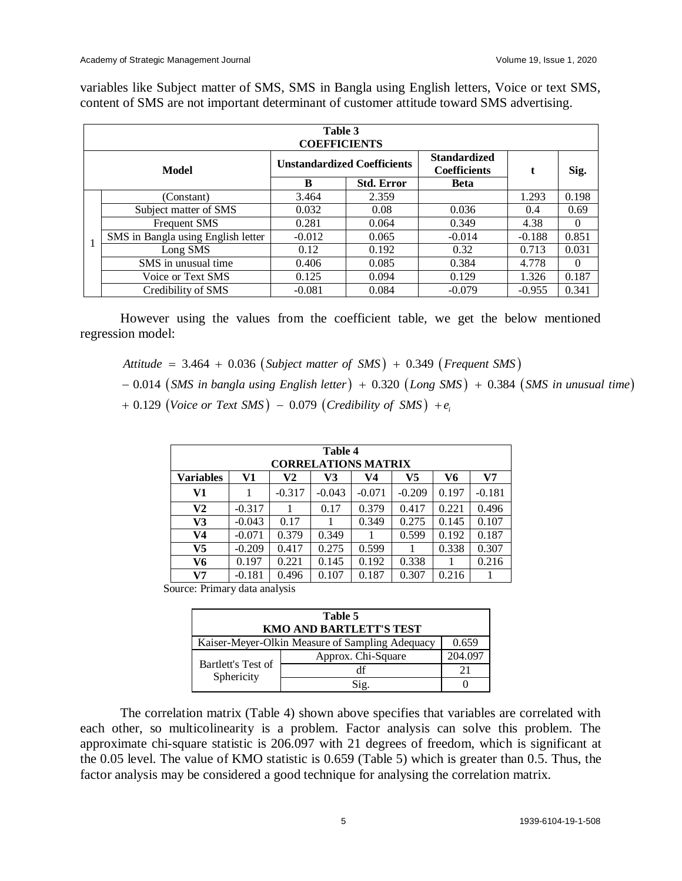variables like Subject matter of SMS, SMS in Bangla using English letters, Voice or text SMS, content of SMS are not important determinant of customer attitude toward SMS advertising.

**Table 3**
**COEFFICIENTS**

| Model | | Unstandardized Coefficients | | Standardized Coefficients | t | Sig. |
|---|---|---|---|---|---|---|
| | | B | Std. Error | Beta | | |
| 1 | (Constant) | 3.464 | 2.359 | | 1.293 | 0.198 |
| | Subject matter of SMS | 0.032 | 0.08 | 0.036 | 0.4 | 0.69 |
| | Frequent SMS | 0.281 | 0.064 | 0.349 | 4.38 | 0 |
| | SMS in Bangla using English letter | -0.012 | 0.065 | -0.014 | -0.188 | 0.851 |
| | Long SMS | 0.12 | 0.192 | 0.32 | 0.713 | 0.031 |
| | SMS in unusual time | 0.406 | 0.085 | 0.384 | 4.778 | 0 |
| | Voice or Text SMS | 0.125 | 0.094 | 0.129 | 1.326 | 0.187 |
| | Credibility of SMS | -0.081 | 0.084 | -0.079 | -0.955 | 0.341 |

However using the values from the coefficient table, we get the below mentioned regression model:

$$Attitude = 3.464 + 0.036\ (Subject\ matter\ of\ SMS) + 0.349\ (Frequent\ SMS)$$
$$- 0.014\ (SMS\ in\ bangla\ using\ English\ letter) + 0.320\ (Long\ SMS) + 0.384\ (SMS\ in\ unusual\ time)$$
$$+ 0.129\ (Voice\ or\ Text\ SMS) - 0.079\ (Credibility\ of\ SMS) + e_i$$

**Table 4**
**CORRELATIONS MATRIX**

| Variables | V1 | V2 | V3 | V4 | V5 | V6 | V7 |
|---|---|---|---|---|---|---|---|
| V1 | 1 | -0.317 | -0.043 | -0.071 | -0.209 | 0.197 | -0.181 |
| V2 | -0.317 | 1 | 0.17 | 0.379 | 0.417 | 0.221 | 0.496 |
| V3 | -0.043 | 0.17 | 1 | 0.349 | 0.275 | 0.145 | 0.107 |
| V4 | -0.071 | 0.379 | 0.349 | 1 | 0.599 | 0.192 | 0.187 |
| V5 | -0.209 | 0.417 | 0.275 | 0.599 | 1 | 0.338 | 0.307 |
| V6 | 0.197 | 0.221 | 0.145 | 0.192 | 0.338 | 1 | 0.216 |
| V7 | -0.181 | 0.496 | 0.107 | 0.187 | 0.307 | 0.216 | 1 |

Source: Primary data analysis

**Table 5**
**KMO AND BARTLETT'S TEST**

| Kaiser-Meyer-Olkin Measure of Sampling Adequacy | | 0.659 |
|---|---|---|
| Bartlett's Test of Sphericity | Approx. Chi-Square | 204.097 |
| | df | 21 |
| | Sig. | 0 |

The correlation matrix (Table 4) shown above specifies that variables are correlated with each other, so multicolinearity is a problem. Factor analysis can solve this problem. The approximate chi-square statistic is 206.097 with 21 degrees of freedom, which is significant at the 0.05 level. The value of KMO statistic is 0.659 (Table 5) which is greater than 0.5. Thus, the factor analysis may be considered a good technique for analysing the correlation matrix.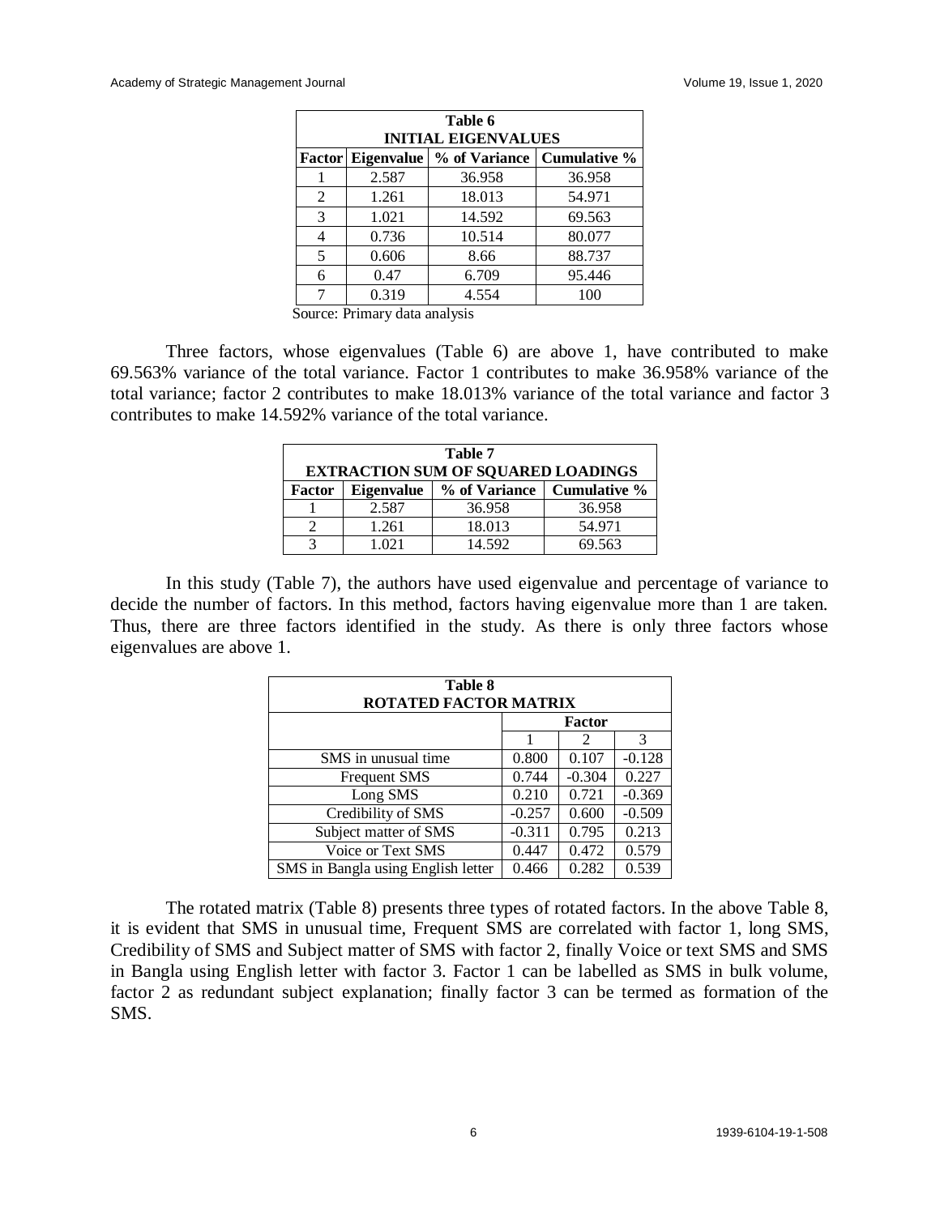**Table 6**
**INITIAL EIGENVALUES**

| Factor | Eigenvalue | % of Variance | Cumulative % |
|---|---|---|---|
| 1 | 2.587 | 36.958 | 36.958 |
| 2 | 1.261 | 18.013 | 54.971 |
| 3 | 1.021 | 14.592 | 69.563 |
| 4 | 0.736 | 10.514 | 80.077 |
| 5 | 0.606 | 8.66 | 88.737 |
| 6 | 0.47 | 6.709 | 95.446 |
| 7 | 0.319 | 4.554 | 100 |

Source: Primary data analysis

Three factors, whose eigenvalues (Table 6) are above 1, have contributed to make 69.563% variance of the total variance. Factor 1 contributes to make 36.958% variance of the total variance; factor 2 contributes to make 18.013% variance of the total variance and factor 3 contributes to make 14.592% variance of the total variance.

**Table 7**
**EXTRACTION SUM OF SQUARED LOADINGS**

| Factor | Eigenvalue | % of Variance | Cumulative % |
|---|---|---|---|
| 1 | 2.587 | 36.958 | 36.958 |
| 2 | 1.261 | 18.013 | 54.971 |
| 3 | 1.021 | 14.592 | 69.563 |

In this study (Table 7), the authors have used eigenvalue and percentage of variance to decide the number of factors. In this method, factors having eigenvalue more than 1 are taken. Thus, there are three factors identified in the study. As there is only three factors whose eigenvalues are above 1.

**Table 8**
**ROTATED FACTOR MATRIX**

| | Factor | | |
|---|---|---|---|
| | 1 | 2 | 3 |
| SMS in unusual time | 0.800 | 0.107 | -0.128 |
| Frequent SMS | 0.744 | -0.304 | 0.227 |
| Long SMS | 0.210 | 0.721 | -0.369 |
| Credibility of SMS | -0.257 | 0.600 | -0.509 |
| Subject matter of SMS | -0.311 | 0.795 | 0.213 |
| Voice or Text SMS | 0.447 | 0.472 | 0.579 |
| SMS in Bangla using English letter | 0.466 | 0.282 | 0.539 |

The rotated matrix (Table 8) presents three types of rotated factors. In the above Table 8, it is evident that SMS in unusual time, Frequent SMS are correlated with factor 1, long SMS, Credibility of SMS and Subject matter of SMS with factor 2, finally Voice or text SMS and SMS in Bangla using English letter with factor 3. Factor 1 can be labelled as SMS in bulk volume, factor 2 as redundant subject explanation; finally factor 3 can be termed as formation of the SMS.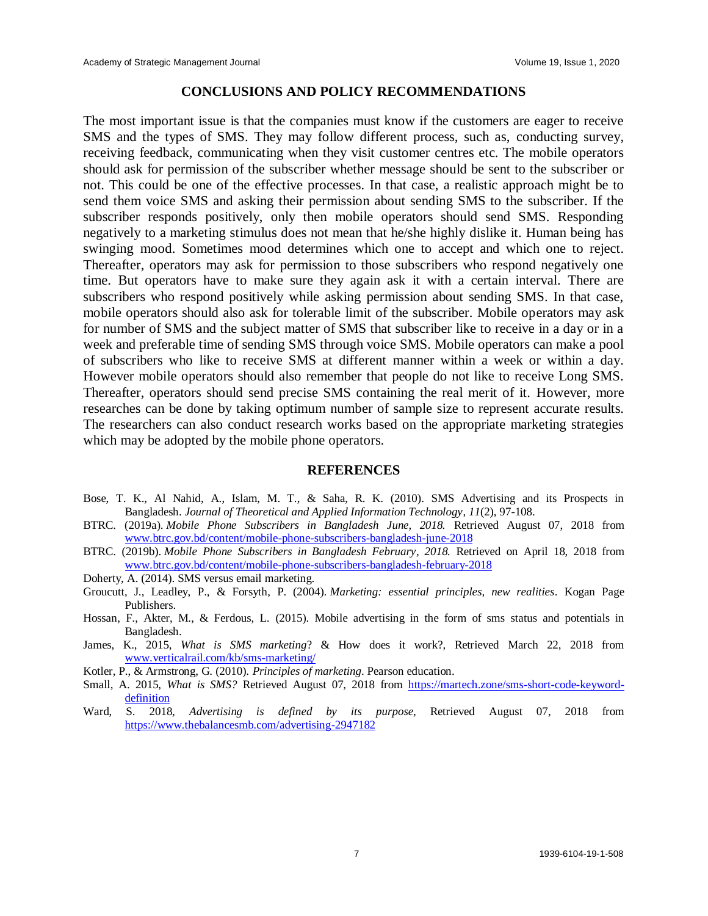## CONCLUSIONS AND POLICY RECOMMENDATIONS

The most important issue is that the companies must know if the customers are eager to receive SMS and the types of SMS. They may follow different process, such as, conducting survey, receiving feedback, communicating when they visit customer centres etc. The mobile operators should ask for permission of the subscriber whether message should be sent to the subscriber or not. This could be one of the effective processes. In that case, a realistic approach might be to send them voice SMS and asking their permission about sending SMS to the subscriber. If the subscriber responds positively, only then mobile operators should send SMS. Responding negatively to a marketing stimulus does not mean that he/she highly dislike it. Human being has swinging mood. Sometimes mood determines which one to accept and which one to reject. Thereafter, operators may ask for permission to those subscribers who respond negatively one time. But operators have to make sure they again ask it with a certain interval. There are subscribers who respond positively while asking permission about sending SMS. In that case, mobile operators should also ask for tolerable limit of the subscriber. Mobile operators may ask for number of SMS and the subject matter of SMS that subscriber like to receive in a day or in a week and preferable time of sending SMS through voice SMS. Mobile operators can make a pool of subscribers who like to receive SMS at different manner within a week or within a day. However mobile operators should also remember that people do not like to receive Long SMS. Thereafter, operators should send precise SMS containing the real merit of it. However, more researches can be done by taking optimum number of sample size to represent accurate results. The researchers can also conduct research works based on the appropriate marketing strategies which may be adopted by the mobile phone operators.

## REFERENCES

Bose, T. K., Al Nahid, A., Islam, M. T., & Saha, R. K. (2010). SMS Advertising and its Prospects in Bangladesh. *Journal of Theoretical and Applied Information Technology*, *11*(2), 97-108.

BTRC. (2019a). *Mobile Phone Subscribers in Bangladesh June, 2018.* Retrieved August 07, 2018 from www.btrc.gov.bd/content/mobile-phone-subscribers-bangladesh-june-2018

BTRC. (2019b). *Mobile Phone Subscribers in Bangladesh February, 2018.* Retrieved on April 18, 2018 from www.btrc.gov.bd/content/mobile-phone-subscribers-bangladesh-february-2018

Doherty, A. (2014). SMS versus email marketing.

Groucutt, J., Leadley, P., & Forsyth, P. (2004). *Marketing: essential principles, new realities*. Kogan Page Publishers.

Hossan, F., Akter, M., & Ferdous, L. (2015). Mobile advertising in the form of sms status and potentials in Bangladesh.

James, K., 2015, *What is SMS marketing*? & How does it work?, Retrieved March 22, 2018 from www.verticalrail.com/kb/sms-marketing/

Kotler, P., & Armstrong, G. (2010). *Principles of marketing*. Pearson education.

Small, A. 2015, *What is SMS?* Retrieved August 07, 2018 from https://martech.zone/sms-short-code-keyword-definition

Ward, S. 2018, *Advertising is defined by its purpose*, Retrieved August 07, 2018 from https://www.thebalancesmb.com/advertising-2947182